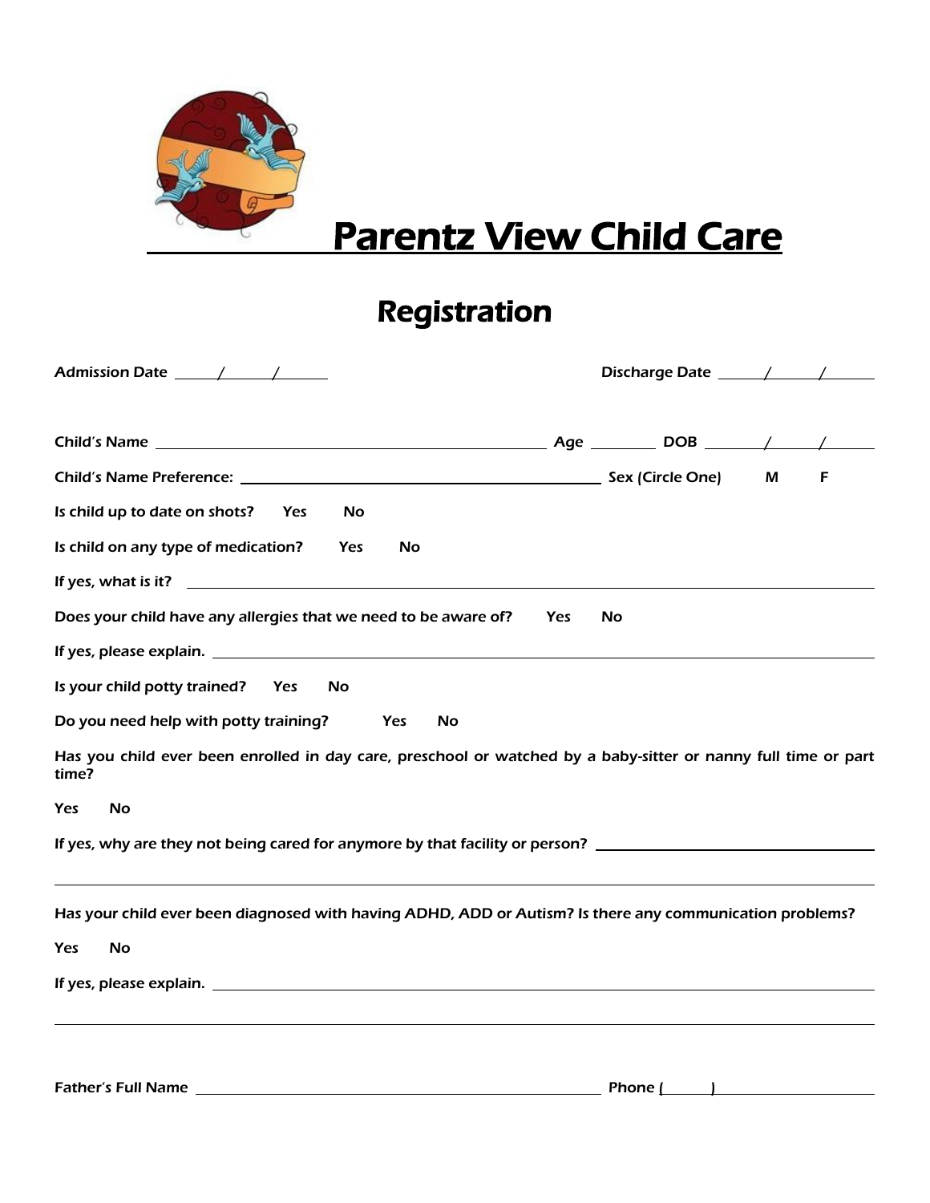# Parentz View Child Care

## Registration

Admission Date \_\_\_\_/\_\_\_\_/\_\_\_\_ Discharge Date \_\_\_\_/\_\_\_\_/\_\_\_\_

Child's Name \_\_\_\_\_\_\_\_\_\_\_\_\_\_\_\_\_\_\_\_\_\_\_\_\_\_\_\_\_\_\_\_ Age \_\_\_\_\_ DOB \_\_\_\_/\_\_\_\_/\_\_\_\_

Child's Name Preference: \_\_\_\_\_\_\_\_\_\_\_\_\_\_\_\_\_\_\_\_\_\_\_\_\_\_\_\_\_\_ Sex (Circle One) M F

Is child up to date on shots? Yes No

Is child on any type of medication? Yes No

If yes, what is it? \_\_\_\_\_\_\_\_\_\_\_\_\_\_\_\_\_\_\_\_\_\_\_\_\_\_\_\_\_\_\_\_\_\_\_\_\_\_\_\_\_\_\_\_

Does your child have any allergies that we need to be aware of? Yes No

If yes, please explain. \_\_\_\_\_\_\_\_\_\_\_\_\_\_\_\_\_\_\_\_\_\_\_\_\_\_\_\_\_\_\_\_\_\_\_\_\_\_\_\_\_\_\_\_

Is your child potty trained? Yes No

Do you need help with potty training? Yes No

Has you child ever been enrolled in day care, preschool or watched by a baby-sitter or nanny full time or part time?

Yes No

If yes, why are they not being cared for anymore by that facility or person? \_\_\_\_\_\_\_\_\_\_\_\_\_\_\_\_\_\_\_\_\_\_\_\_

\_\_\_\_\_\_\_\_\_\_\_\_\_\_\_\_\_\_\_\_\_\_\_\_\_\_\_\_\_\_\_\_\_\_\_\_\_\_\_\_\_\_\_\_\_\_\_\_\_\_\_\_\_\_\_\_\_\_\_\_

Has your child ever been diagnosed with having ADHD, ADD or Autism? Is there any communication problems?

Yes No

If yes, please explain. \_\_\_\_\_\_\_\_\_\_\_\_\_\_\_\_\_\_\_\_\_\_\_\_\_\_\_\_\_\_\_\_\_\_\_\_\_\_\_\_\_\_\_\_

\_\_\_\_\_\_\_\_\_\_\_\_\_\_\_\_\_\_\_\_\_\_\_\_\_\_\_\_\_\_\_\_\_\_\_\_\_\_\_\_\_\_\_\_\_\_\_\_\_\_\_\_\_\_\_\_\_\_\_\_

Father's Full Name \_\_\_\_\_\_\_\_\_\_\_\_\_\_\_\_\_\_\_\_\_\_\_\_\_\_\_\_\_\_\_\_ Phone (\_\_\_\_\_) \_\_\_\_\_\_\_\_\_\_\_\_\_\_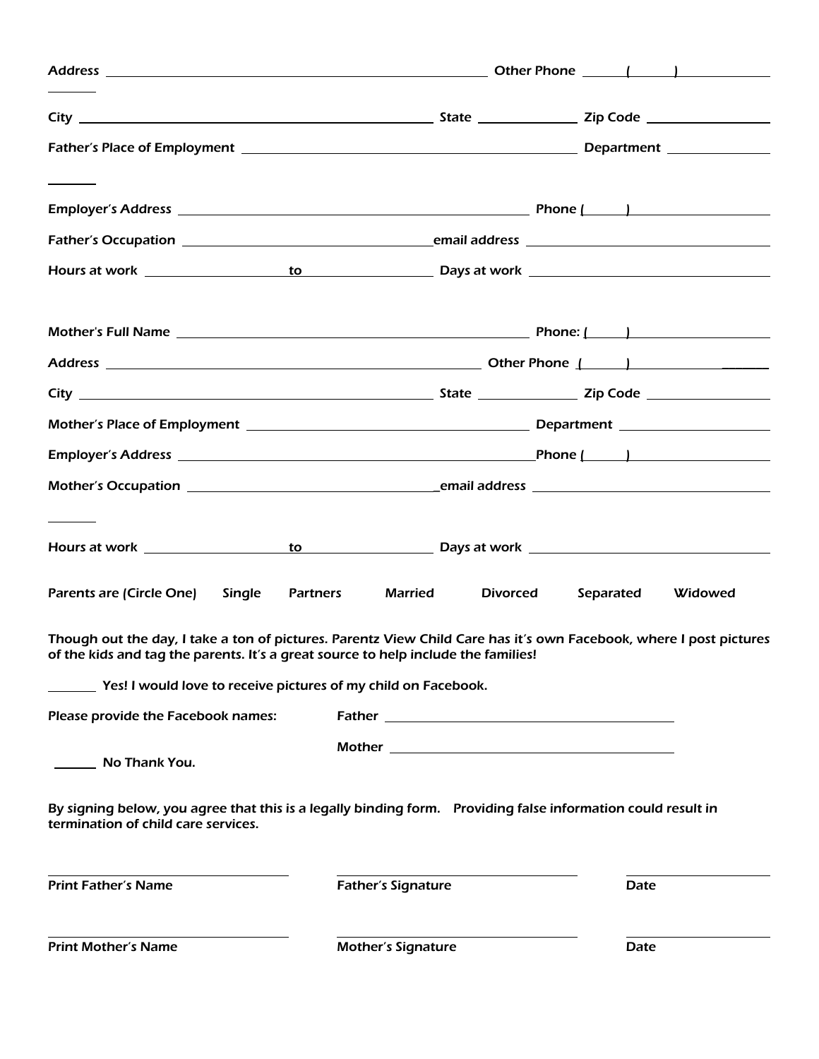Address ______________________________________________ Other Phone ____(____)__________

______

City __________________________________________ State __________ Zip Code ______________

Father's Place of Employment ______________________________________ Department ___________

______

Employer's Address ________________________________________ Phone (____)________________

Father's Occupation ______________________________email address ____________________________

Hours at work _________________ to _______________ Days at work ____________________________

Mother's Full Name ________________________________________ Phone: (____)________________

Address ______________________________________________ Other Phone (____)__________ ______

City __________________________________________ State __________ Zip Code ______________

Mother's Place of Employment ________________________________ Department _______________

Employer's Address ________________________________________Phone (____)________________

Mother's Occupation ______________________________email address ____________________________

______

Hours at work _________________ to _______________ Days at work ____________________________

Parents are (Circle One) Single Partners Married Divorced Separated Widowed

Though out the day, I take a ton of pictures. Parentz View Child Care has it's own Facebook, where I post pictures of the kids and tag the parents. It's a great source to help include the families!

______ Yes! I would love to receive pictures of my child on Facebook.

Please provide the Facebook names: Father ____________________________________

Mother ____________________________________

______ No Thank You.

By signing below, you agree that this is a legally binding form. Providing false information could result in termination of child care services.

| | | |
|---|---|---|
| ______________________ | ______________________ | ______________ |
| Print Father's Name | Father's Signature | Date |
| ______________________ | ______________________ | ______________ |
| Print Mother's Name | Mother's Signature | Date |